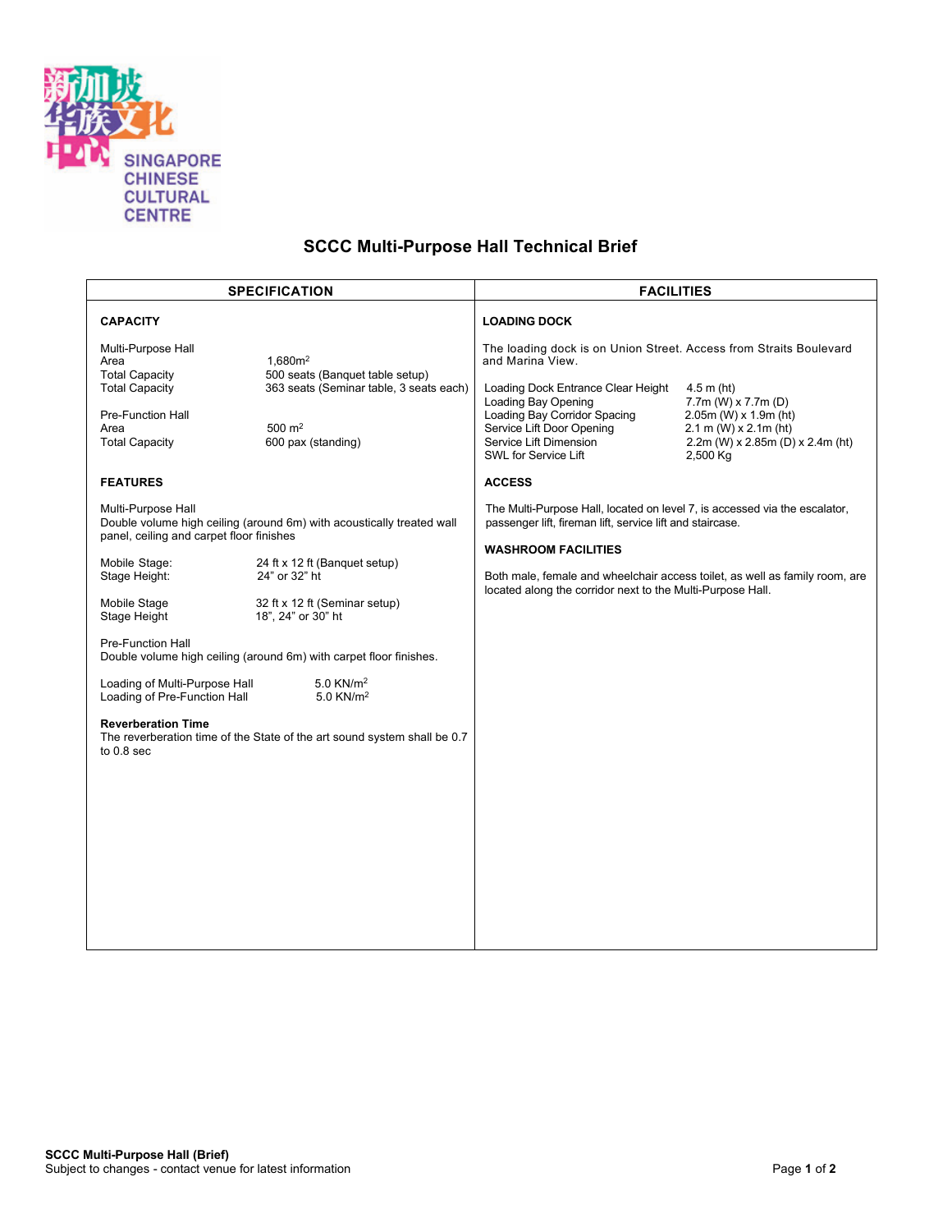新加坡华族文化中心
SINGAPORE CHINESE CULTURAL CENTRE

# SCCC Multi-Purpose Hall Technical Brief

## SPECIFICATION

### CAPACITY

**Multi-Purpose Hall**

| | |
|---|---|
| Area | 1,680m$^2$ |
| Total Capacity | 500 seats (Banquet table setup) |
| Total Capacity | 363 seats (Seminar table, 3 seats each) |

**Pre-Function Hall**

| | |
|---|---|
| Area | 500 m$^2$ |
| Total Capacity | 600 pax (standing) |

### FEATURES

Multi-Purpose Hall
Double volume high ceiling (around 6m) with acoustically treated wall panel, ceiling and carpet floor finishes

| | |
|---|---|
| Mobile Stage: | 24 ft x 12 ft (Banquet setup) |
| Stage Height: | 24" or 32" ht |
| Mobile Stage | 32 ft x 12 ft (Seminar setup) |
| Stage Height | 18", 24" or 30" ht |

Pre-Function Hall
Double volume high ceiling (around 6m) with carpet floor finishes.

| | |
|---|---|
| Loading of Multi-Purpose Hall | 5.0 KN/m$^2$ |
| Loading of Pre-Function Hall | 5.0 KN/m$^2$ |

**Reverberation Time**
The reverberation time of the State of the art sound system shall be 0.7 to 0.8 sec

## FACILITIES

### LOADING DOCK

The loading dock is on Union Street. Access from Straits Boulevard and Marina View.

| | |
|---|---|
| Loading Dock Entrance Clear Height | 4.5 m (ht) |
| Loading Bay Opening | 7.7m (W) x 7.7m (D) |
| Loading Bay Corridor Spacing | 2.05m (W) x 1.9m (ht) |
| Service Lift Door Opening | 2.1 m (W) x 2.1m (ht) |
| Service Lift Dimension | 2.2m (W) x 2.85m (D) x 2.4m (ht) |
| SWL for Service Lift | 2,500 Kg |

### ACCESS

The Multi-Purpose Hall, located on level 7, is accessed via the escalator, passenger lift, fireman lift, service lift and staircase.

### WASHROOM FACILITIES

Both male, female and wheelchair access toilet, as well as family room, are located along the corridor next to the Multi-Purpose Hall.

**SCCC Multi-Purpose Hall (Brief)**
Subject to changes - contact venue for latest information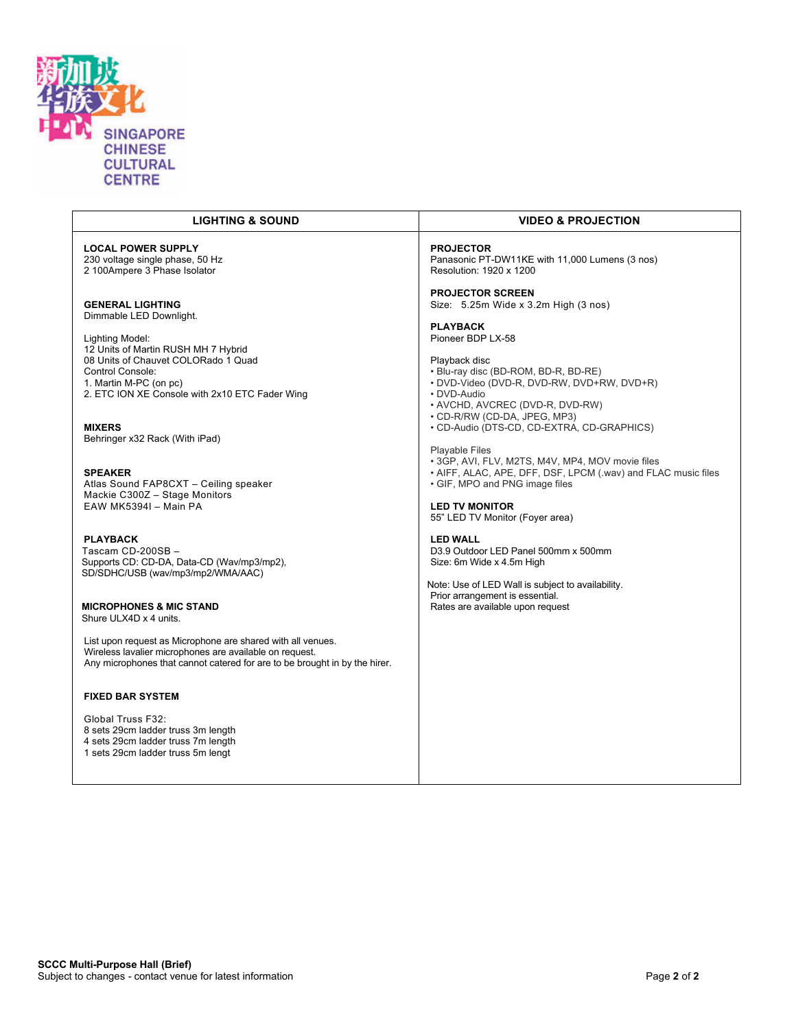新加坡华族文化中心

SINGAPORE CHINESE CULTURAL CENTRE

| LIGHTING & SOUND | VIDEO & PROJECTION |
|---|---|
| **LOCAL POWER SUPPLY**<br>230 voltage single phase, 50 Hz<br>2 100Ampere 3 Phase Isolator<br><br>**GENERAL LIGHTING**<br>Dimmable LED Downlight.<br><br>Lighting Model:<br>12 Units of Martin RUSH MH 7 Hybrid<br>08 Units of Chauvet COLORado 1 Quad<br>Control Console:<br>1. Martin M-PC (on pc)<br>2. ETC ION XE Console with 2x10 ETC Fader Wing<br><br>**MIXERS**<br>Behringer x32 Rack (With iPad)<br><br>**SPEAKER**<br>Atlas Sound FAP8CXT – Ceiling speaker<br>Mackie C300Z – Stage Monitors<br>EAW MK5394I – Main PA<br><br>**PLAYBACK**<br>Tascam CD-200SB –<br>Supports CD: CD-DA, Data-CD (Wav/mp3/mp2),<br>SD/SDHC/USB (wav/mp3/mp2/WMA/AAC)<br><br>**MICROPHONES & MIC STAND**<br>Shure ULX4D x 4 units.<br><br>List upon request as Microphone are shared with all venues.<br>Wireless lavalier microphones are available on request.<br>Any microphones that cannot catered for are to be brought in by the hirer.<br><br>**FIXED BAR SYSTEM**<br><br>Global Truss F32:<br>8 sets 29cm ladder truss 3m length<br>4 sets 29cm ladder truss 7m length<br>1 sets 29cm ladder truss 5m lengt | **PROJECTOR**<br>Panasonic PT-DW11KE with 11,000 Lumens (3 nos)<br>Resolution: 1920 x 1200<br><br>**PROJECTOR SCREEN**<br>Size: 5.25m Wide x 3.2m High (3 nos)<br><br>**PLAYBACK**<br>Pioneer BDP LX-58<br><br>Playback disc<br>• Blu-ray disc (BD-ROM, BD-R, BD-RE)<br>• DVD-Video (DVD-R, DVD-RW, DVD+RW, DVD+R)<br>• DVD-Audio<br>• AVCHD, AVCREC (DVD-R, DVD-RW)<br>• CD-R/RW (CD-DA, JPEG, MP3)<br>• CD-Audio (DTS-CD, CD-EXTRA, CD-GRAPHICS)<br><br>Playable Files<br>• 3GP, AVI, FLV, M2TS, M4V, MP4, MOV movie files<br>• AIFF, ALAC, APE, DFF, DSF, LPCM (.wav) and FLAC music files<br>• GIF, MPO and PNG image files<br><br>**LED TV MONITOR**<br>55" LED TV Monitor (Foyer area)<br><br>**LED WALL**<br>D3.9 Outdoor LED Panel 500mm x 500mm<br>Size: 6m Wide x 4.5m High<br><br>Note: Use of LED Wall is subject to availability.<br>Prior arrangement is essential.<br>Rates are available upon request |

**SCCC Multi-Purpose Hall (Brief)**
Subject to changes - contact venue for latest information